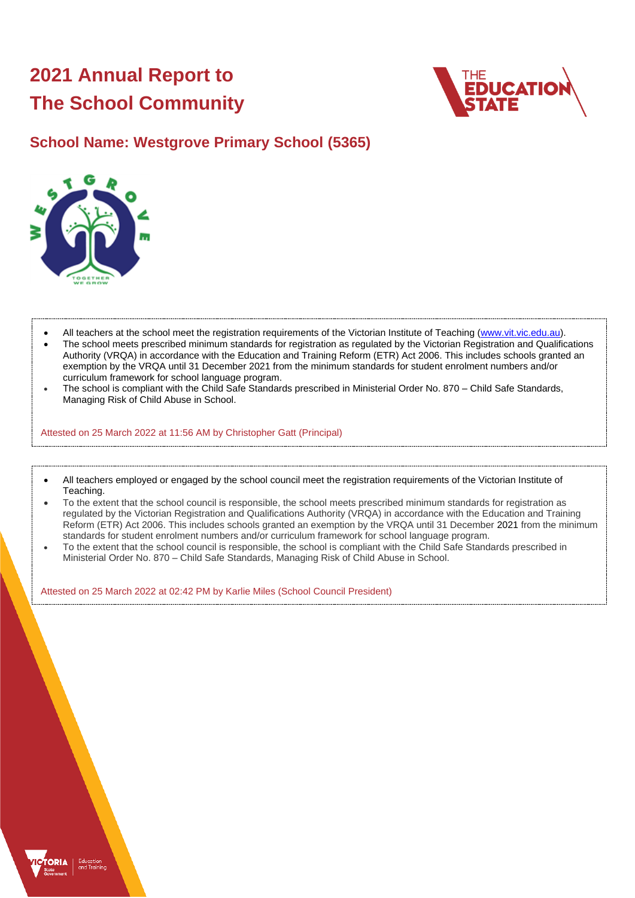# 2021 Annual Report to The School Community

## School Name: Westgrove Primary School (5365)

- All teachers at the school meet the registration requirements of the Victorian Institute of Teaching (www.vit.vic.edu.au).
- The school meets prescribed minimum standards for registration as regulated by the Victorian Registration and Qualifications Authority (VRQA) in accordance with the Education and Training Reform (ETR) Act 2006. This includes schools granted an exemption by the VRQA until 31 December 2021 from the minimum standards for student enrolment numbers and/or curriculum framework for school language program.
- The school is compliant with the Child Safe Standards prescribed in Ministerial Order No. 870 – Child Safe Standards, Managing Risk of Child Abuse in School.

Attested on 25 March 2022 at 11:56 AM by Christopher Gatt (Principal)

- All teachers employed or engaged by the school council meet the registration requirements of the Victorian Institute of Teaching.
- To the extent that the school council is responsible, the school meets prescribed minimum standards for registration as regulated by the Victorian Registration and Qualifications Authority (VRQA) in accordance with the Education and Training Reform (ETR) Act 2006. This includes schools granted an exemption by the VRQA until 31 December 2021 from the minimum standards for student enrolment numbers and/or curriculum framework for school language program.
- To the extent that the school council is responsible, the school is compliant with the Child Safe Standards prescribed in Ministerial Order No. 870 – Child Safe Standards, Managing Risk of Child Abuse in School.

Attested on 25 March 2022 at 02:42 PM by Karlie Miles (School Council President)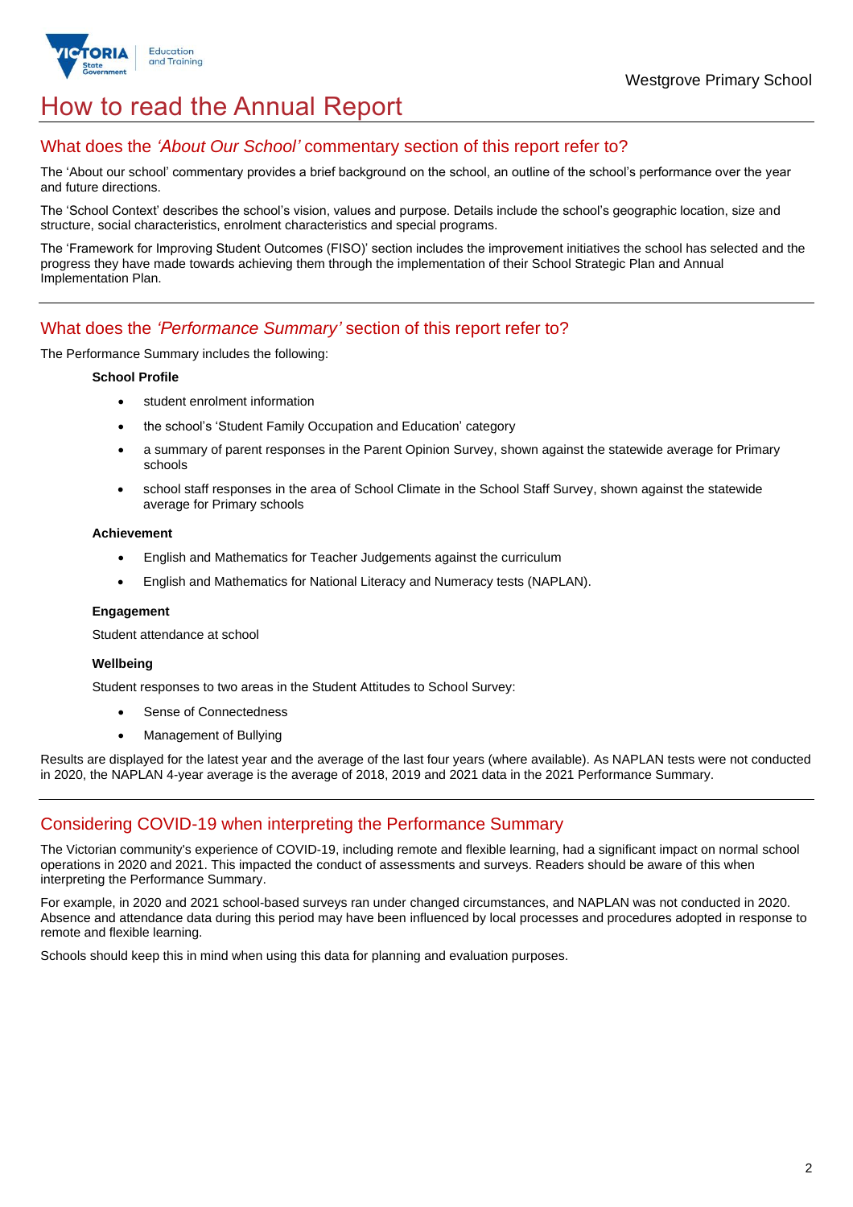# How to read the Annual Report

## What does the *'About Our School'* commentary section of this report refer to?

The 'About our school' commentary provides a brief background on the school, an outline of the school's performance over the year and future directions.

The 'School Context' describes the school's vision, values and purpose. Details include the school's geographic location, size and structure, social characteristics, enrolment characteristics and special programs.

The 'Framework for Improving Student Outcomes (FISO)' section includes the improvement initiatives the school has selected and the progress they have made towards achieving them through the implementation of their School Strategic Plan and Annual Implementation Plan.

## What does the *'Performance Summary'* section of this report refer to?

The Performance Summary includes the following:

**School Profile**

- student enrolment information
- the school's 'Student Family Occupation and Education' category
- a summary of parent responses in the Parent Opinion Survey, shown against the statewide average for Primary schools
- school staff responses in the area of School Climate in the School Staff Survey, shown against the statewide average for Primary schools

**Achievement**

- English and Mathematics for Teacher Judgements against the curriculum
- English and Mathematics for National Literacy and Numeracy tests (NAPLAN).

**Engagement**

Student attendance at school

**Wellbeing**

Student responses to two areas in the Student Attitudes to School Survey:

- Sense of Connectedness
- Management of Bullying

Results are displayed for the latest year and the average of the last four years (where available). As NAPLAN tests were not conducted in 2020, the NAPLAN 4-year average is the average of 2018, 2019 and 2021 data in the 2021 Performance Summary.

## Considering COVID-19 when interpreting the Performance Summary

The Victorian community's experience of COVID-19, including remote and flexible learning, had a significant impact on normal school operations in 2020 and 2021. This impacted the conduct of assessments and surveys. Readers should be aware of this when interpreting the Performance Summary.

For example, in 2020 and 2021 school-based surveys ran under changed circumstances, and NAPLAN was not conducted in 2020. Absence and attendance data during this period may have been influenced by local processes and procedures adopted in response to remote and flexible learning.

Schools should keep this in mind when using this data for planning and evaluation purposes.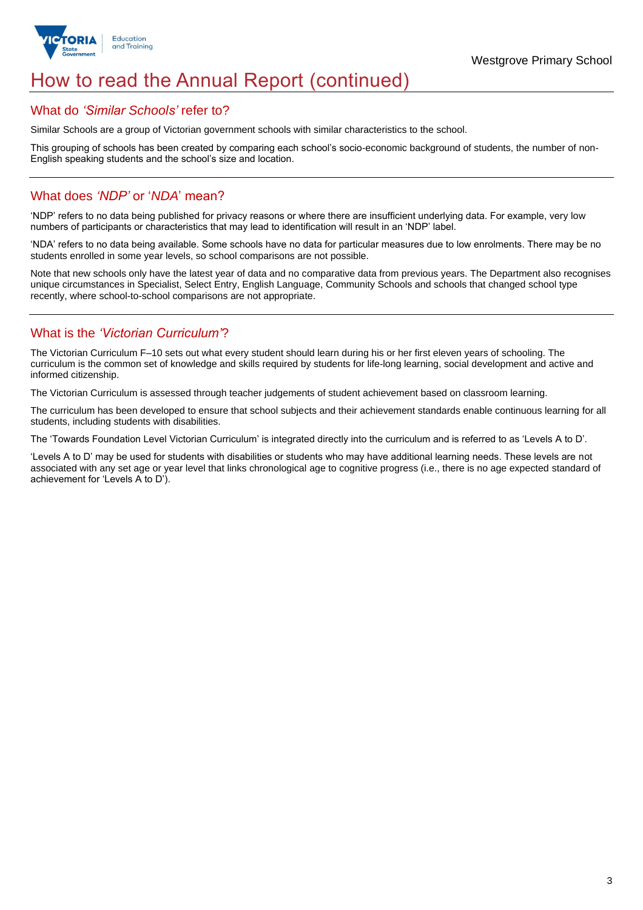# How to read the Annual Report (continued)

## What do *'Similar Schools'* refer to?

Similar Schools are a group of Victorian government schools with similar characteristics to the school.

This grouping of schools has been created by comparing each school's socio-economic background of students, the number of non-English speaking students and the school's size and location.

## What does *'NDP'* or '*NDA*' mean?

'NDP' refers to no data being published for privacy reasons or where there are insufficient underlying data. For example, very low numbers of participants or characteristics that may lead to identification will result in an 'NDP' label.

'NDA' refers to no data being available. Some schools have no data for particular measures due to low enrolments. There may be no students enrolled in some year levels, so school comparisons are not possible.

Note that new schools only have the latest year of data and no comparative data from previous years. The Department also recognises unique circumstances in Specialist, Select Entry, English Language, Community Schools and schools that changed school type recently, where school-to-school comparisons are not appropriate.

## What is the *'Victorian Curriculum'*?

The Victorian Curriculum F–10 sets out what every student should learn during his or her first eleven years of schooling. The curriculum is the common set of knowledge and skills required by students for life-long learning, social development and active and informed citizenship.

The Victorian Curriculum is assessed through teacher judgements of student achievement based on classroom learning.

The curriculum has been developed to ensure that school subjects and their achievement standards enable continuous learning for all students, including students with disabilities.

The 'Towards Foundation Level Victorian Curriculum' is integrated directly into the curriculum and is referred to as 'Levels A to D'.

'Levels A to D' may be used for students with disabilities or students who may have additional learning needs. These levels are not associated with any set age or year level that links chronological age to cognitive progress (i.e., there is no age expected standard of achievement for 'Levels A to D').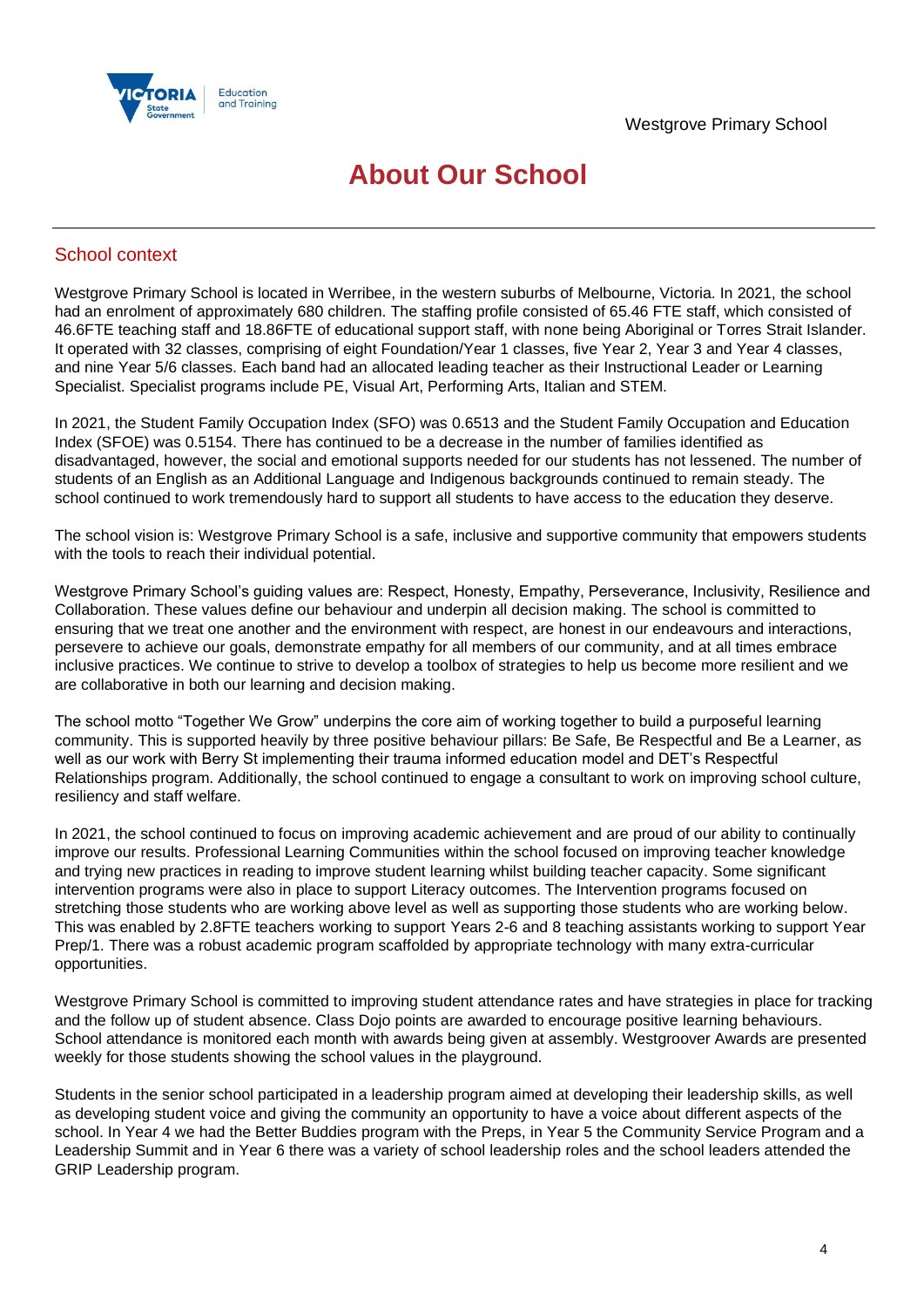# About Our School

## School context

Westgrove Primary School is located in Werribee, in the western suburbs of Melbourne, Victoria. In 2021, the school had an enrolment of approximately 680 children. The staffing profile consisted of 65.46 FTE staff, which consisted of 46.6FTE teaching staff and 18.86FTE of educational support staff, with none being Aboriginal or Torres Strait Islander. It operated with 32 classes, comprising of eight Foundation/Year 1 classes, five Year 2, Year 3 and Year 4 classes, and nine Year 5/6 classes. Each band had an allocated leading teacher as their Instructional Leader or Learning Specialist. Specialist programs include PE, Visual Art, Performing Arts, Italian and STEM.

In 2021, the Student Family Occupation Index (SFO) was 0.6513 and the Student Family Occupation and Education Index (SFOE) was 0.5154. There has continued to be a decrease in the number of families identified as disadvantaged, however, the social and emotional supports needed for our students has not lessened. The number of students of an English as an Additional Language and Indigenous backgrounds continued to remain steady. The school continued to work tremendously hard to support all students to have access to the education they deserve.

The school vision is: Westgrove Primary School is a safe, inclusive and supportive community that empowers students with the tools to reach their individual potential.

Westgrove Primary School's guiding values are: Respect, Honesty, Empathy, Perseverance, Inclusivity, Resilience and Collaboration. These values define our behaviour and underpin all decision making. The school is committed to ensuring that we treat one another and the environment with respect, are honest in our endeavours and interactions, persevere to achieve our goals, demonstrate empathy for all members of our community, and at all times embrace inclusive practices. We continue to strive to develop a toolbox of strategies to help us become more resilient and we are collaborative in both our learning and decision making.

The school motto "Together We Grow" underpins the core aim of working together to build a purposeful learning community. This is supported heavily by three positive behaviour pillars: Be Safe, Be Respectful and Be a Learner, as well as our work with Berry St implementing their trauma informed education model and DET's Respectful Relationships program. Additionally, the school continued to engage a consultant to work on improving school culture, resiliency and staff welfare.

In 2021, the school continued to focus on improving academic achievement and are proud of our ability to continually improve our results. Professional Learning Communities within the school focused on improving teacher knowledge and trying new practices in reading to improve student learning whilst building teacher capacity. Some significant intervention programs were also in place to support Literacy outcomes. The Intervention programs focused on stretching those students who are working above level as well as supporting those students who are working below. This was enabled by 2.8FTE teachers working to support Years 2-6 and 8 teaching assistants working to support Year Prep/1. There was a robust academic program scaffolded by appropriate technology with many extra-curricular opportunities.

Westgrove Primary School is committed to improving student attendance rates and have strategies in place for tracking and the follow up of student absence. Class Dojo points are awarded to encourage positive learning behaviours. School attendance is monitored each month with awards being given at assembly. Westgroover Awards are presented weekly for those students showing the school values in the playground.

Students in the senior school participated in a leadership program aimed at developing their leadership skills, as well as developing student voice and giving the community an opportunity to have a voice about different aspects of the school. In Year 4 we had the Better Buddies program with the Preps, in Year 5 the Community Service Program and a Leadership Summit and in Year 6 there was a variety of school leadership roles and the school leaders attended the GRIP Leadership program.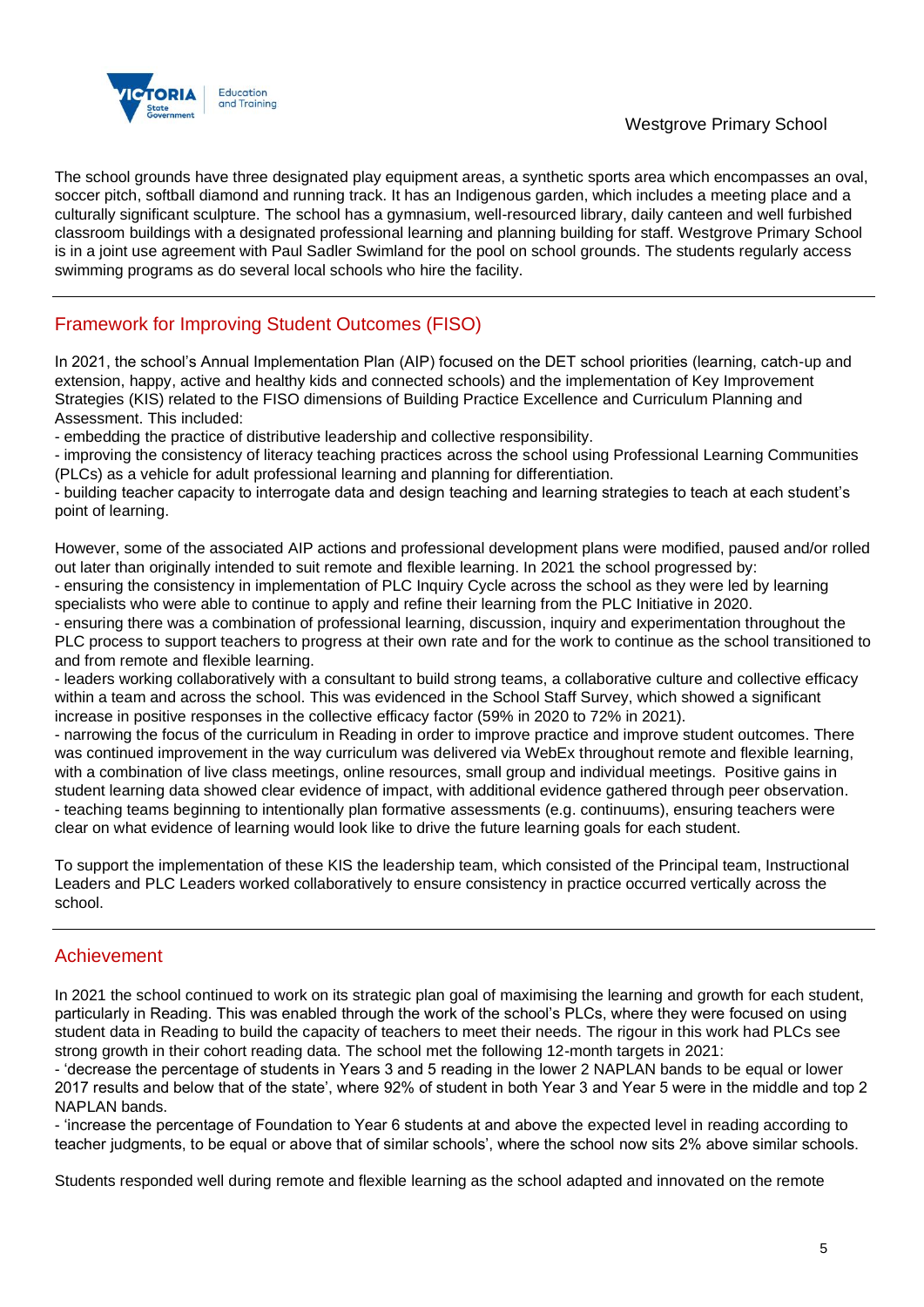The school grounds have three designated play equipment areas, a synthetic sports area which encompasses an oval, soccer pitch, softball diamond and running track. It has an Indigenous garden, which includes a meeting place and a culturally significant sculpture. The school has a gymnasium, well-resourced library, daily canteen and well furbished classroom buildings with a designated professional learning and planning building for staff. Westgrove Primary School is in a joint use agreement with Paul Sadler Swimland for the pool on school grounds. The students regularly access swimming programs as do several local schools who hire the facility.

## Framework for Improving Student Outcomes (FISO)

In 2021, the school's Annual Implementation Plan (AIP) focused on the DET school priorities (learning, catch-up and extension, happy, active and healthy kids and connected schools) and the implementation of Key Improvement Strategies (KIS) related to the FISO dimensions of Building Practice Excellence and Curriculum Planning and Assessment. This included:

- embedding the practice of distributive leadership and collective responsibility.
- improving the consistency of literacy teaching practices across the school using Professional Learning Communities (PLCs) as a vehicle for adult professional learning and planning for differentiation.
- building teacher capacity to interrogate data and design teaching and learning strategies to teach at each student's point of learning.

However, some of the associated AIP actions and professional development plans were modified, paused and/or rolled out later than originally intended to suit remote and flexible learning. In 2021 the school progressed by:

- ensuring the consistency in implementation of PLC Inquiry Cycle across the school as they were led by learning specialists who were able to continue to apply and refine their learning from the PLC Initiative in 2020.
- ensuring there was a combination of professional learning, discussion, inquiry and experimentation throughout the PLC process to support teachers to progress at their own rate and for the work to continue as the school transitioned to and from remote and flexible learning.
- leaders working collaboratively with a consultant to build strong teams, a collaborative culture and collective efficacy within a team and across the school. This was evidenced in the School Staff Survey, which showed a significant increase in positive responses in the collective efficacy factor (59% in 2020 to 72% in 2021).
- narrowing the focus of the curriculum in Reading in order to improve practice and improve student outcomes. There was continued improvement in the way curriculum was delivered via WebEx throughout remote and flexible learning, with a combination of live class meetings, online resources, small group and individual meetings. Positive gains in student learning data showed clear evidence of impact, with additional evidence gathered through peer observation.
- teaching teams beginning to intentionally plan formative assessments (e.g. continuums), ensuring teachers were clear on what evidence of learning would look like to drive the future learning goals for each student.

To support the implementation of these KIS the leadership team, which consisted of the Principal team, Instructional Leaders and PLC Leaders worked collaboratively to ensure consistency in practice occurred vertically across the school.

## Achievement

In 2021 the school continued to work on its strategic plan goal of maximising the learning and growth for each student, particularly in Reading. This was enabled through the work of the school's PLCs, where they were focused on using student data in Reading to build the capacity of teachers to meet their needs. The rigour in this work had PLCs see strong growth in their cohort reading data. The school met the following 12-month targets in 2021:

- 'decrease the percentage of students in Years 3 and 5 reading in the lower 2 NAPLAN bands to be equal or lower 2017 results and below that of the state', where 92% of student in both Year 3 and Year 5 were in the middle and top 2 NAPLAN bands.
- 'increase the percentage of Foundation to Year 6 students at and above the expected level in reading according to teacher judgments, to be equal or above that of similar schools', where the school now sits 2% above similar schools.

Students responded well during remote and flexible learning as the school adapted and innovated on the remote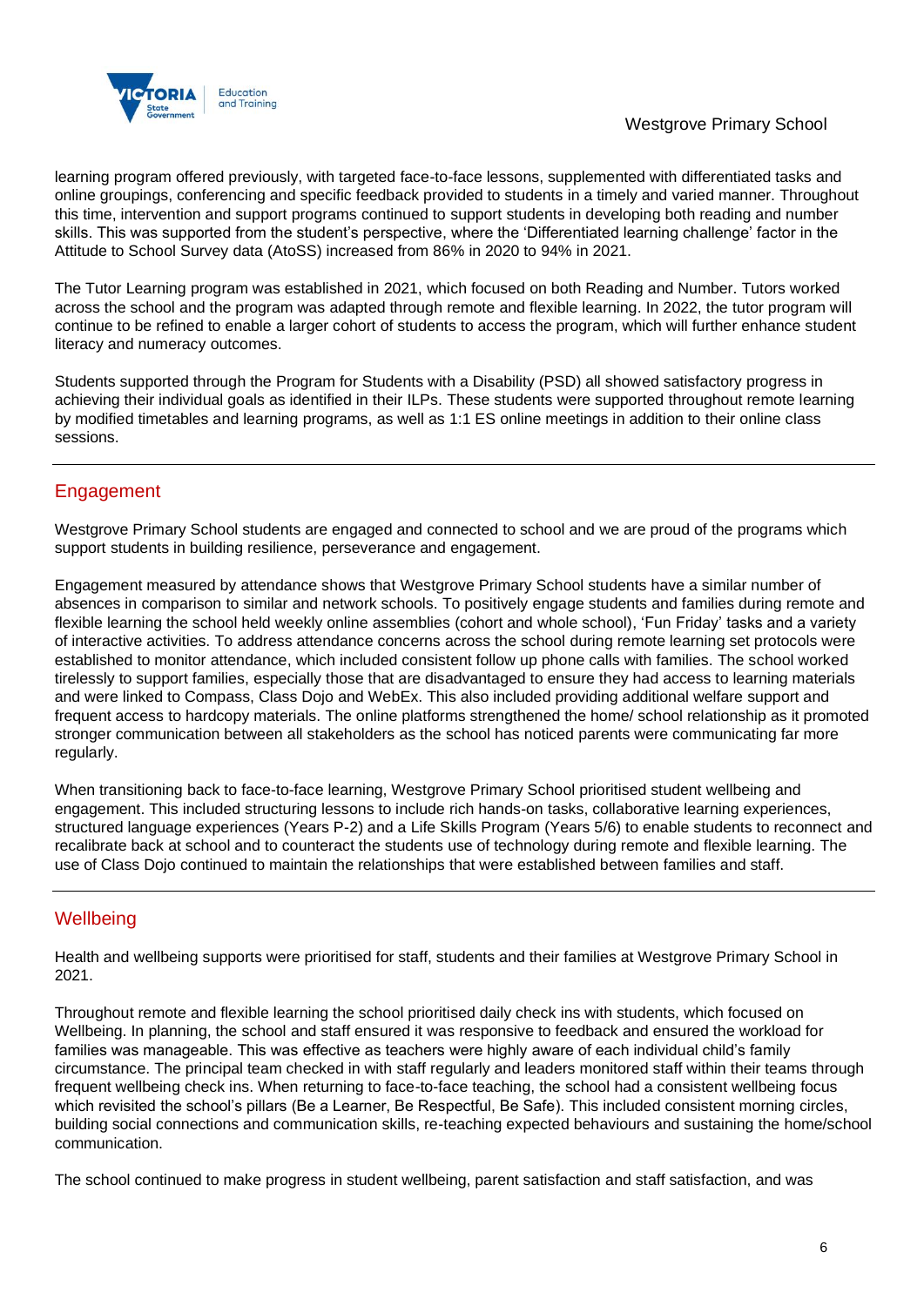learning program offered previously, with targeted face-to-face lessons, supplemented with differentiated tasks and online groupings, conferencing and specific feedback provided to students in a timely and varied manner. Throughout this time, intervention and support programs continued to support students in developing both reading and number skills. This was supported from the student's perspective, where the 'Differentiated learning challenge' factor in the Attitude to School Survey data (AtoSS) increased from 86% in 2020 to 94% in 2021.

The Tutor Learning program was established in 2021, which focused on both Reading and Number. Tutors worked across the school and the program was adapted through remote and flexible learning. In 2022, the tutor program will continue to be refined to enable a larger cohort of students to access the program, which will further enhance student literacy and numeracy outcomes.

Students supported through the Program for Students with a Disability (PSD) all showed satisfactory progress in achieving their individual goals as identified in their ILPs. These students were supported throughout remote learning by modified timetables and learning programs, as well as 1:1 ES online meetings in addition to their online class sessions.

## Engagement

Westgrove Primary School students are engaged and connected to school and we are proud of the programs which support students in building resilience, perseverance and engagement.

Engagement measured by attendance shows that Westgrove Primary School students have a similar number of absences in comparison to similar and network schools. To positively engage students and families during remote and flexible learning the school held weekly online assemblies (cohort and whole school), 'Fun Friday' tasks and a variety of interactive activities. To address attendance concerns across the school during remote learning set protocols were established to monitor attendance, which included consistent follow up phone calls with families. The school worked tirelessly to support families, especially those that are disadvantaged to ensure they had access to learning materials and were linked to Compass, Class Dojo and WebEx. This also included providing additional welfare support and frequent access to hardcopy materials. The online platforms strengthened the home/ school relationship as it promoted stronger communication between all stakeholders as the school has noticed parents were communicating far more regularly.

When transitioning back to face-to-face learning, Westgrove Primary School prioritised student wellbeing and engagement. This included structuring lessons to include rich hands-on tasks, collaborative learning experiences, structured language experiences (Years P-2) and a Life Skills Program (Years 5/6) to enable students to reconnect and recalibrate back at school and to counteract the students use of technology during remote and flexible learning. The use of Class Dojo continued to maintain the relationships that were established between families and staff.

## Wellbeing

Health and wellbeing supports were prioritised for staff, students and their families at Westgrove Primary School in 2021.

Throughout remote and flexible learning the school prioritised daily check ins with students, which focused on Wellbeing. In planning, the school and staff ensured it was responsive to feedback and ensured the workload for families was manageable. This was effective as teachers were highly aware of each individual child's family circumstance. The principal team checked in with staff regularly and leaders monitored staff within their teams through frequent wellbeing check ins. When returning to face-to-face teaching, the school had a consistent wellbeing focus which revisited the school's pillars (Be a Learner, Be Respectful, Be Safe). This included consistent morning circles, building social connections and communication skills, re-teaching expected behaviours and sustaining the home/school communication.

The school continued to make progress in student wellbeing, parent satisfaction and staff satisfaction, and was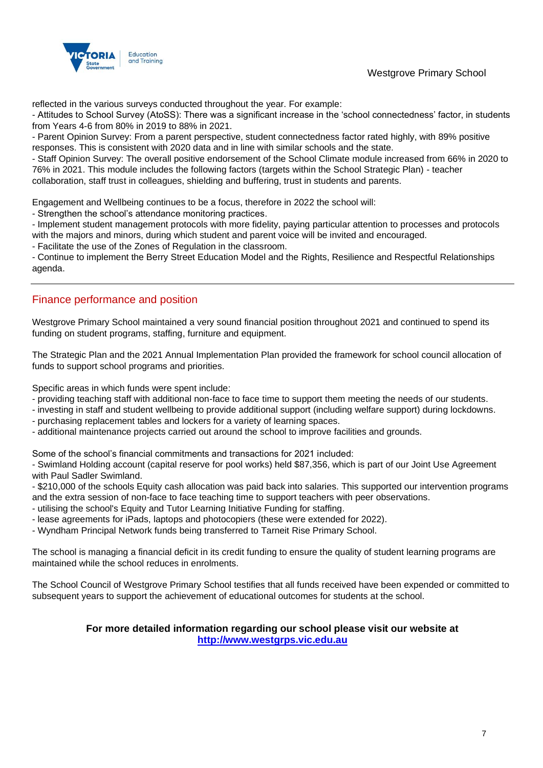reflected in the various surveys conducted throughout the year. For example:
- Attitudes to School Survey (AtoSS): There was a significant increase in the 'school connectedness' factor, in students from Years 4-6 from 80% in 2019 to 88% in 2021.
- Parent Opinion Survey: From a parent perspective, student connectedness factor rated highly, with 89% positive responses. This is consistent with 2020 data and in line with similar schools and the state.
- Staff Opinion Survey: The overall positive endorsement of the School Climate module increased from 66% in 2020 to 76% in 2021. This module includes the following factors (targets within the School Strategic Plan) - teacher collaboration, staff trust in colleagues, shielding and buffering, trust in students and parents.

Engagement and Wellbeing continues to be a focus, therefore in 2022 the school will:
- Strengthen the school's attendance monitoring practices.
- Implement student management protocols with more fidelity, paying particular attention to processes and protocols with the majors and minors, during which student and parent voice will be invited and encouraged.
- Facilitate the use of the Zones of Regulation in the classroom.
- Continue to implement the Berry Street Education Model and the Rights, Resilience and Respectful Relationships agenda.

---

## Finance performance and position

Westgrove Primary School maintained a very sound financial position throughout 2021 and continued to spend its funding on student programs, staffing, furniture and equipment.

The Strategic Plan and the 2021 Annual Implementation Plan provided the framework for school council allocation of funds to support school programs and priorities.

Specific areas in which funds were spent include:
- providing teaching staff with additional non-face to face time to support them meeting the needs of our students.
- investing in staff and student wellbeing to provide additional support (including welfare support) during lockdowns.
- purchasing replacement tables and lockers for a variety of learning spaces.
- additional maintenance projects carried out around the school to improve facilities and grounds.

Some of the school's financial commitments and transactions for 2021 included:
- Swimland Holding account (capital reserve for pool works) held $87,356, which is part of our Joint Use Agreement with Paul Sadler Swimland.
- $210,000 of the schools Equity cash allocation was paid back into salaries. This supported our intervention programs and the extra session of non-face to face teaching time to support teachers with peer observations.
- utilising the school's Equity and Tutor Learning Initiative Funding for staffing.
- lease agreements for iPads, laptops and photocopiers (these were extended for 2022).
- Wyndham Principal Network funds being transferred to Tarneit Rise Primary School.

The school is managing a financial deficit in its credit funding to ensure the quality of student learning programs are maintained while the school reduces in enrolments.

The School Council of Westgrove Primary School testifies that all funds received have been expended or committed to subsequent years to support the achievement of educational outcomes for students at the school.

**For more detailed information regarding our school please visit our website at [http://www.westgrps.vic.edu.au](http://www.westgrps.vic.edu.au)**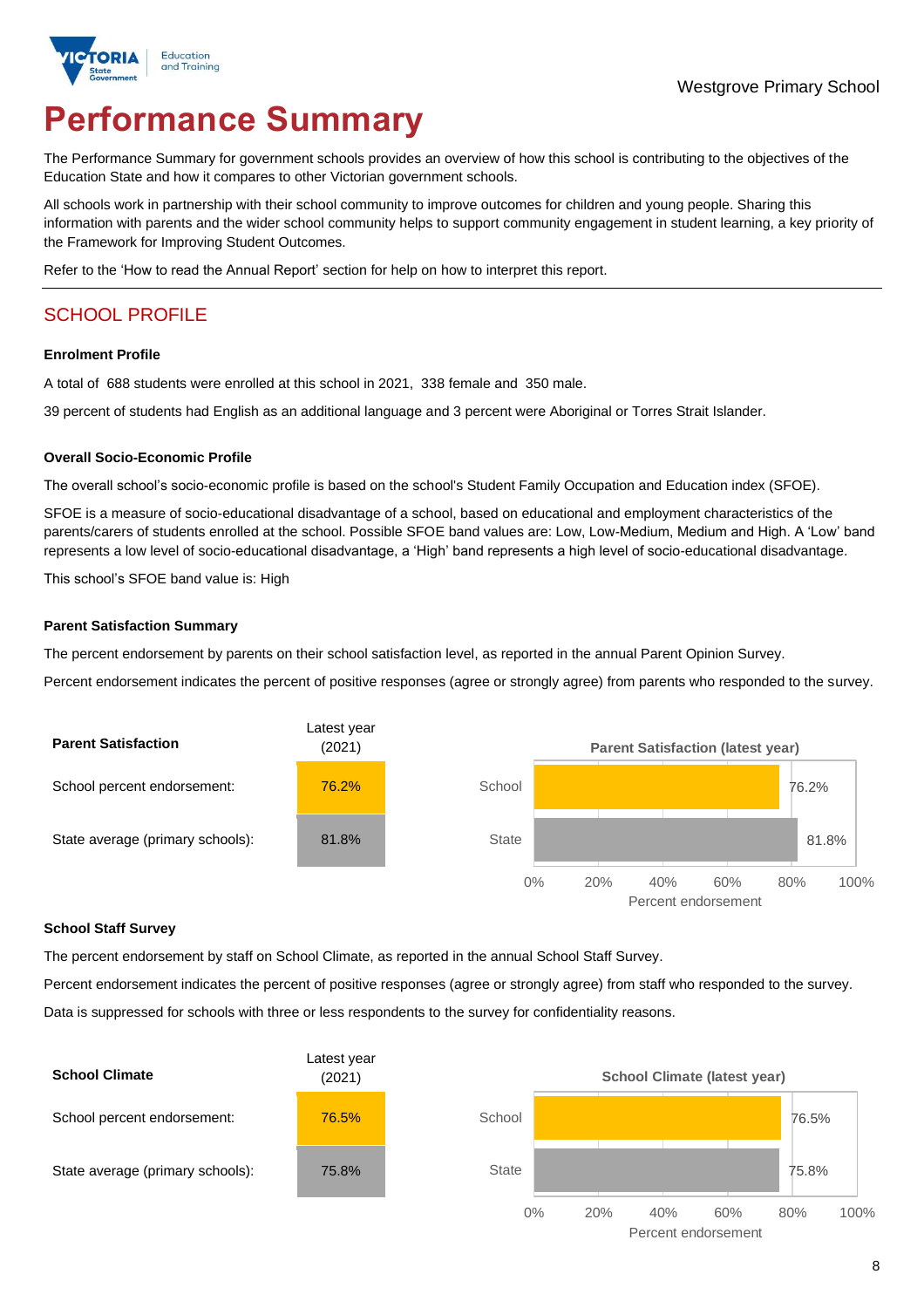Westgrove Primary School

# Performance Summary

The Performance Summary for government schools provides an overview of how this school is contributing to the objectives of the Education State and how it compares to other Victorian government schools.

All schools work in partnership with their school community to improve outcomes for children and young people. Sharing this information with parents and the wider school community helps to support community engagement in student learning, a key priority of the Framework for Improving Student Outcomes.

Refer to the 'How to read the Annual Report' section for help on how to interpret this report.

## SCHOOL PROFILE

### Enrolment Profile

A total of 688 students were enrolled at this school in 2021, 338 female and 350 male.

39 percent of students had English as an additional language and 3 percent were Aboriginal or Torres Strait Islander.

### Overall Socio-Economic Profile

The overall school's socio-economic profile is based on the school's Student Family Occupation and Education index (SFOE).

SFOE is a measure of socio-educational disadvantage of a school, based on educational and employment characteristics of the parents/carers of students enrolled at the school. Possible SFOE band values are: Low, Low-Medium, Medium and High. A 'Low' band represents a low level of socio-educational disadvantage, a 'High' band represents a high level of socio-educational disadvantage.

This school's SFOE band value is: High

### Parent Satisfaction Summary

The percent endorsement by parents on their school satisfaction level, as reported in the annual Parent Opinion Survey.

Percent endorsement indicates the percent of positive responses (agree or strongly agree) from parents who responded to the survey.

| Parent Satisfaction | Latest year (2021) |
|---|---|
| School percent endorsement: | 76.2% |
| State average (primary schools): | 81.8% |

**Parent Satisfaction (latest year)**

| | Percent endorsement |
|---|---|
| School | 76.2% |
| State | 81.8% |

### School Staff Survey

The percent endorsement by staff on School Climate, as reported in the annual School Staff Survey.

Percent endorsement indicates the percent of positive responses (agree or strongly agree) from staff who responded to the survey.

Data is suppressed for schools with three or less respondents to the survey for confidentiality reasons.

| School Climate | Latest year (2021) |
|---|---|
| School percent endorsement: | 76.5% |
| State average (primary schools): | 75.8% |

**School Climate (latest year)**

| | Percent endorsement |
|---|---|
| School | 76.5% |
| State | 75.8% |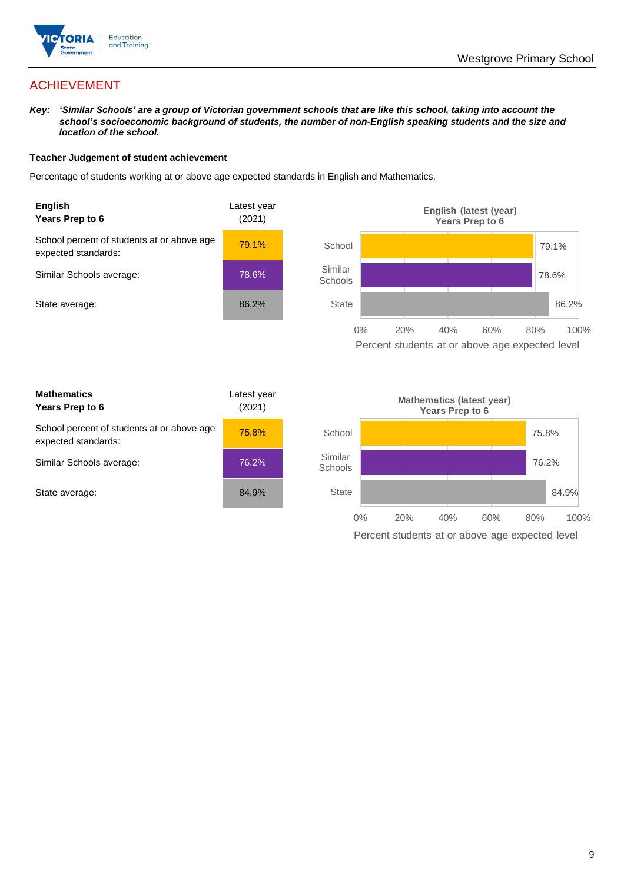# ACHIEVEMENT

***Key:*** ***'Similar Schools' are a group of Victorian government schools that are like this school, taking into account the school's socioeconomic background of students, the number of non-English speaking students and the size and location of the school.***

**Teacher Judgement of student achievement**

Percentage of students working at or above age expected standards in English and Mathematics.

| **English**<br>**Years Prep to 6** | Latest year (2021) |
|---|---|
| School percent of students at or above age expected standards: | 79.1% |
| Similar Schools average: | 78.6% |
| State average: | 86.2% |

**English (latest (year)**
**Years Prep to 6**

| | Percent students at or above age expected level |
|---|---|
| School | 79.1% |
| Similar Schools | 78.6% |
| State | 86.2% |

| **Mathematics**<br>**Years Prep to 6** | Latest year (2021) |
|---|---|
| School percent of students at or above age expected standards: | 75.8% |
| Similar Schools average: | 76.2% |
| State average: | 84.9% |

**Mathematics (latest year)**
**Years Prep to 6**

| | Percent students at or above age expected level |
|---|---|
| School | 75.8% |
| Similar Schools | 76.2% |
| State | 84.9% |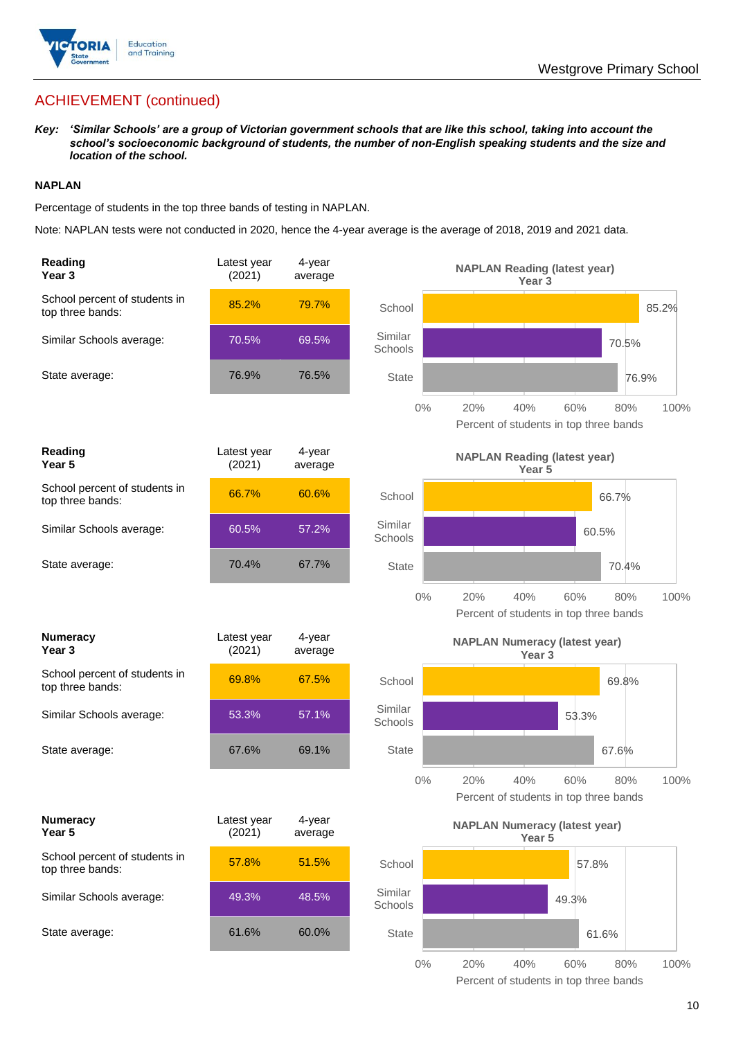## ACHIEVEMENT (continued)

***Key:*** ***'Similar Schools' are a group of Victorian government schools that are like this school, taking into account the school's socioeconomic background of students, the number of non-English speaking students and the size and location of the school.***

### NAPLAN

Percentage of students in the top three bands of testing in NAPLAN.

Note: NAPLAN tests were not conducted in 2020, hence the 4-year average is the average of 2018, 2019 and 2021 data.

| **Reading Year 3** | Latest year (2021) | 4-year average |
|---|---|---|
| School percent of students in top three bands: | 85.2% | 79.7% |
| Similar Schools average: | 70.5% | 69.5% |
| State average: | 76.9% | 76.5% |

**NAPLAN Reading (latest year) Year 3**

| | Percent of students in top three bands |
|---|---|
| School | 85.2% |
| Similar Schools | 70.5% |
| State | 76.9% |

| **Reading Year 5** | Latest year (2021) | 4-year average |
|---|---|---|
| School percent of students in top three bands: | 66.7% | 60.6% |
| Similar Schools average: | 60.5% | 57.2% |
| State average: | 70.4% | 67.7% |

**NAPLAN Reading (latest year) Year 5**

| | Percent of students in top three bands |
|---|---|
| School | 66.7% |
| Similar Schools | 60.5% |
| State | 70.4% |

| **Numeracy Year 3** | Latest year (2021) | 4-year average |
|---|---|---|
| School percent of students in top three bands: | 69.8% | 67.5% |
| Similar Schools average: | 53.3% | 57.1% |
| State average: | 67.6% | 69.1% |

**NAPLAN Numeracy (latest year) Year 3**

| | Percent of students in top three bands |
|---|---|
| School | 69.8% |
| Similar Schools | 53.3% |
| State | 67.6% |

| **Numeracy Year 5** | Latest year (2021) | 4-year average |
|---|---|---|
| School percent of students in top three bands: | 57.8% | 51.5% |
| Similar Schools average: | 49.3% | 48.5% |
| State average: | 61.6% | 60.0% |

**NAPLAN Numeracy (latest year) Year 5**

| | Percent of students in top three bands |
|---|---|
| School | 57.8% |
| Similar Schools | 49.3% |
| State | 61.6% |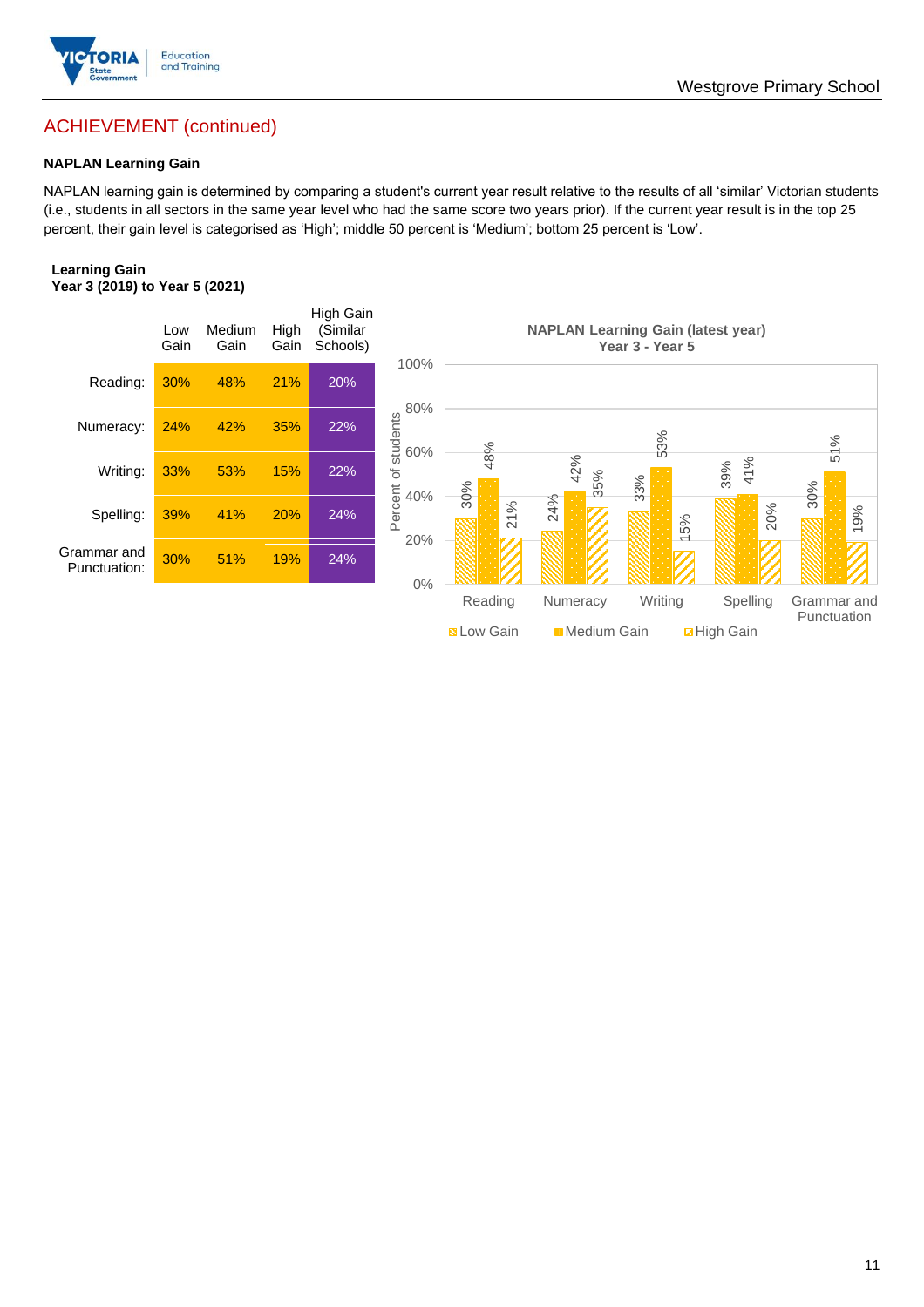## ACHIEVEMENT (continued)

### NAPLAN Learning Gain

NAPLAN learning gain is determined by comparing a student's current year result relative to the results of all 'similar' Victorian students (i.e., students in all sectors in the same year level who had the same score two years prior). If the current year result is in the top 25 percent, their gain level is categorised as 'High'; middle 50 percent is 'Medium'; bottom 25 percent is 'Low'.

**Learning Gain**
**Year 3 (2019) to Year 5 (2021)**

| | Low Gain | Medium Gain | High Gain | High Gain (Similar Schools) |
|---|---|---|---|---|
| Reading: | 30% | 48% | 21% | 20% |
| Numeracy: | 24% | 42% | 35% | 22% |
| Writing: | 33% | 53% | 15% | 22% |
| Spelling: | 39% | 41% | 20% | 24% |
| Grammar and Punctuation: | 30% | 51% | 19% | 24% |

**NAPLAN Learning Gain (latest year)**
**Year 3 - Year 5**

| | Low Gain | Medium Gain | High Gain |
|---|---|---|---|
| Reading | 30% | 48% | 21% |
| Numeracy | 24% | 42% | 35% |
| Writing | 33% | 53% | 15% |
| Spelling | 39% | 41% | 20% |
| Grammar and Punctuation | 30% | 51% | 19% |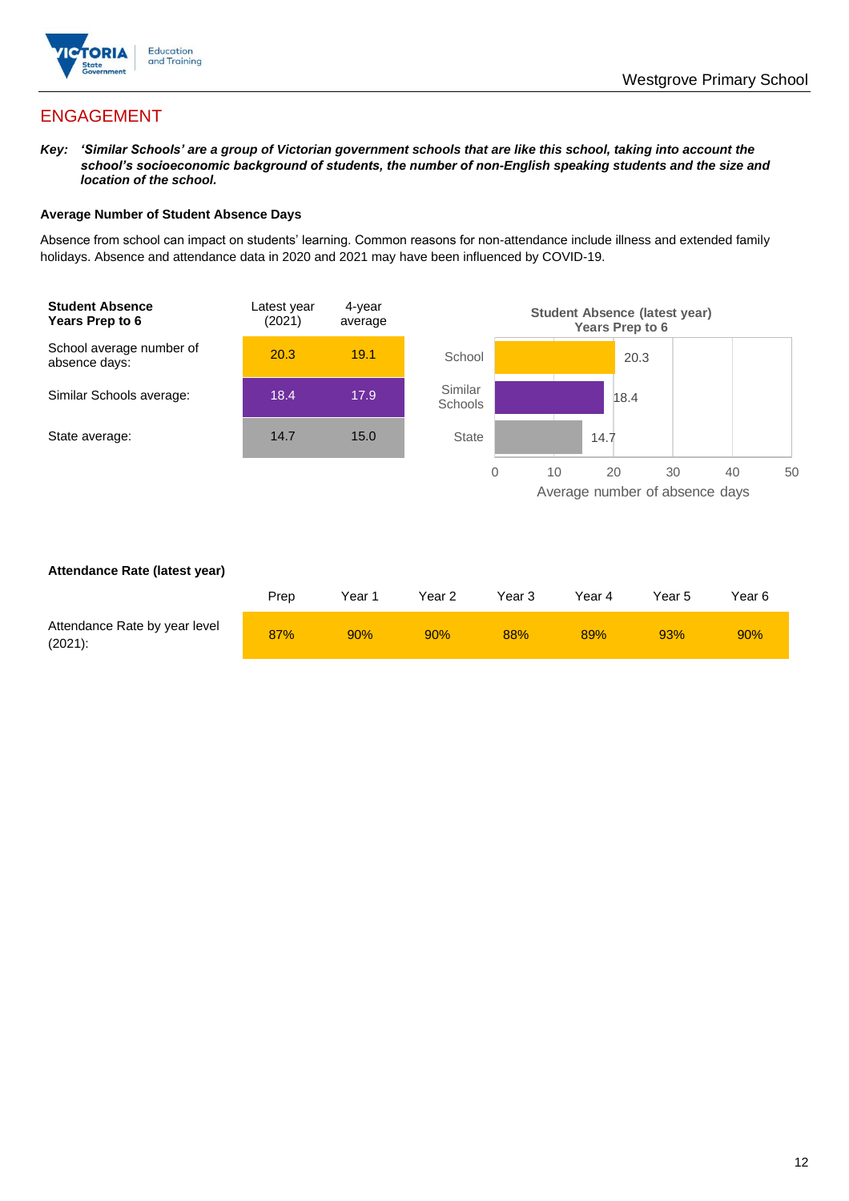## ENGAGEMENT

***Key:*** ***'Similar Schools' are a group of Victorian government schools that are like this school, taking into account the school's socioeconomic background of students, the number of non-English speaking students and the size and location of the school.***

### Average Number of Student Absence Days

Absence from school can impact on students' learning. Common reasons for non-attendance include illness and extended family holidays. Absence and attendance data in 2020 and 2021 may have been influenced by COVID-19.

| **Student Absence Years Prep to 6** | Latest year (2021) | 4-year average |
|---|---|---|
| School average number of absence days: | 20.3 | 19.1 |
| Similar Schools average: | 18.4 | 17.9 |
| State average: | 14.7 | 15.0 |

**Student Absence (latest year) Years Prep to 6**

| | Average number of absence days |
|---|---|
| School | 20.3 |
| Similar Schools | 18.4 |
| State | 14.7 |

### Attendance Rate (latest year)

| | Prep | Year 1 | Year 2 | Year 3 | Year 4 | Year 5 | Year 6 |
|---|---|---|---|---|---|---|---|
| Attendance Rate by year level (2021): | 87% | 90% | 90% | 88% | 89% | 93% | 90% |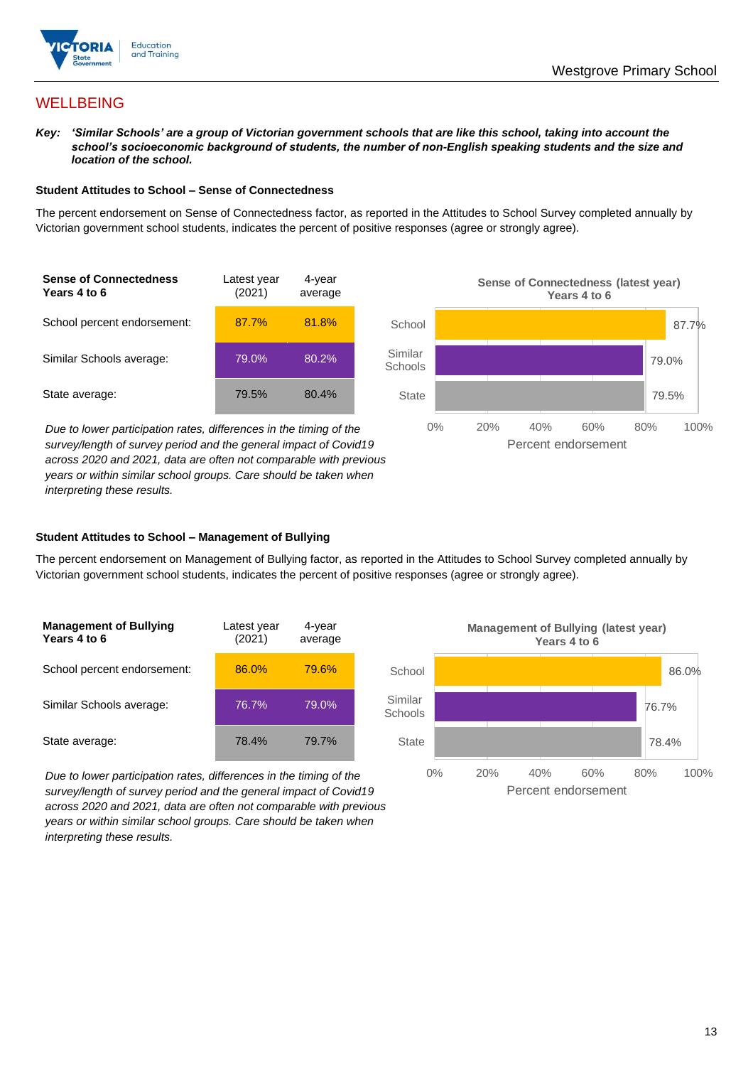## WELLBEING

***Key:*** ***'Similar Schools' are a group of Victorian government schools that are like this school, taking into account the school's socioeconomic background of students, the number of non-English speaking students and the size and location of the school.***

### Student Attitudes to School – Sense of Connectedness

The percent endorsement on Sense of Connectedness factor, as reported in the Attitudes to School Survey completed annually by Victorian government school students, indicates the percent of positive responses (agree or strongly agree).

| Sense of Connectedness Years 4 to 6 | Latest year (2021) | 4-year average |
|---|---|---|
| School percent endorsement: | 87.7% | 81.8% |
| Similar Schools average: | 79.0% | 80.2% |
| State average: | 79.5% | 80.4% |

*Due to lower participation rates, differences in the timing of the survey/length of survey period and the general impact of Covid19 across 2020 and 2021, data are often not comparable with previous years or within similar school groups. Care should be taken when interpreting these results.*

**Sense of Connectedness (latest year) Years 4 to 6**

| | Percent endorsement |
|---|---|
| School | 87.7% |
| Similar Schools | 79.0% |
| State | 79.5% |

### Student Attitudes to School – Management of Bullying

The percent endorsement on Management of Bullying factor, as reported in the Attitudes to School Survey completed annually by Victorian government school students, indicates the percent of positive responses (agree or strongly agree).

| Management of Bullying Years 4 to 6 | Latest year (2021) | 4-year average |
|---|---|---|
| School percent endorsement: | 86.0% | 79.6% |
| Similar Schools average: | 76.7% | 79.0% |
| State average: | 78.4% | 79.7% |

*Due to lower participation rates, differences in the timing of the survey/length of survey period and the general impact of Covid19 across 2020 and 2021, data are often not comparable with previous years or within similar school groups. Care should be taken when interpreting these results.*

**Management of Bullying (latest year) Years 4 to 6**

| | Percent endorsement |
|---|---|
| School | 86.0% |
| Similar Schools | 76.7% |
| State | 78.4% |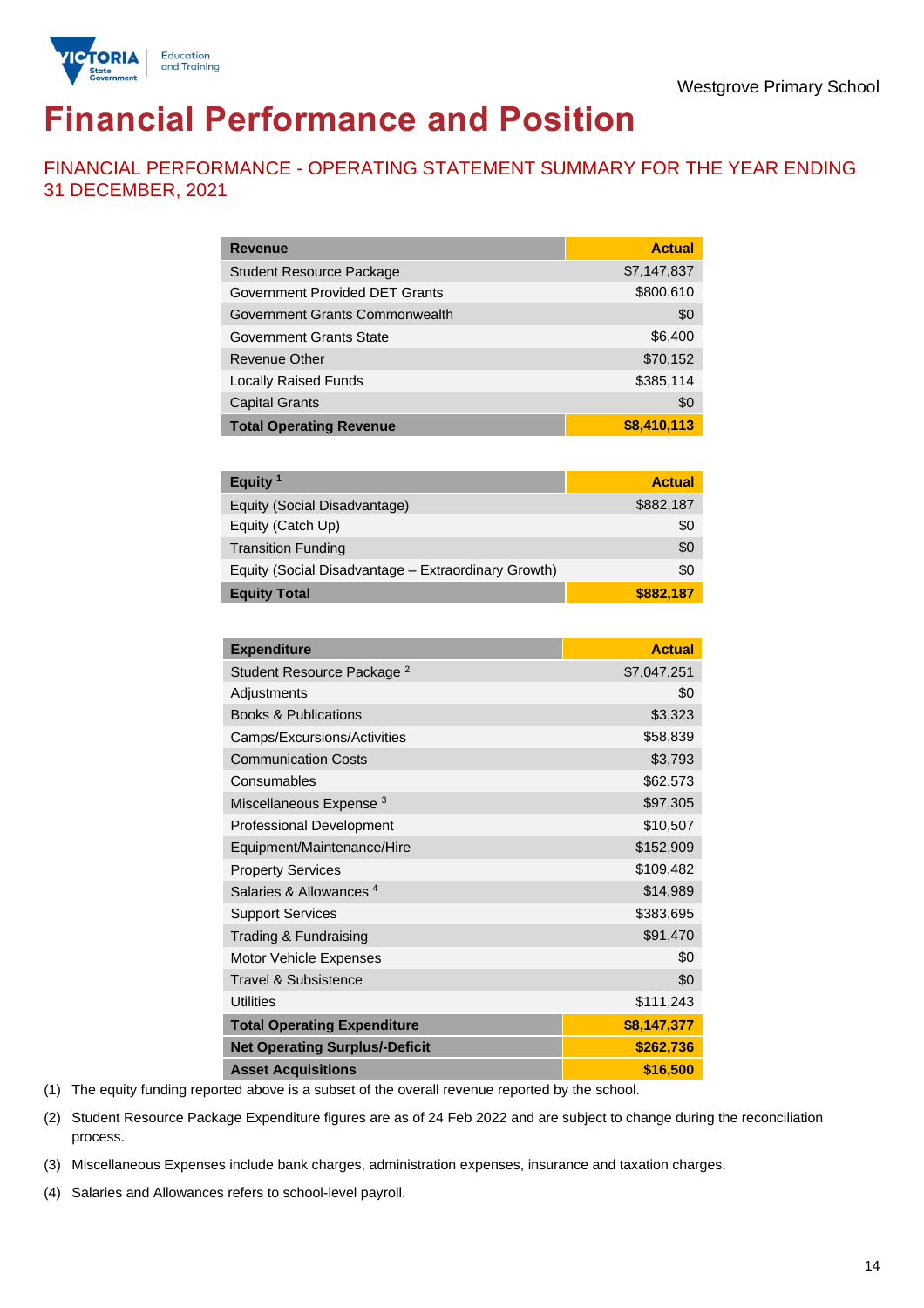Westgrove Primary School

# Financial Performance and Position

## FINANCIAL PERFORMANCE - OPERATING STATEMENT SUMMARY FOR THE YEAR ENDING 31 DECEMBER, 2021

| Revenue | Actual |
|---|---|
| Student Resource Package | $7,147,837 |
| Government Provided DET Grants | $800,610 |
| Government Grants Commonwealth | $0 |
| Government Grants State | $6,400 |
| Revenue Other | $70,152 |
| Locally Raised Funds | $385,114 |
| Capital Grants | $0 |
| **Total Operating Revenue** | **$8,410,113** |

| Equity [1] | Actual |
|---|---|
| Equity (Social Disadvantage) | $882,187 |
| Equity (Catch Up) | $0 |
| Transition Funding | $0 |
| Equity (Social Disadvantage – Extraordinary Growth) | $0 |
| **Equity Total** | **$882,187** |

| Expenditure | Actual |
|---|---|
| Student Resource Package [2] | $7,047,251 |
| Adjustments | $0 |
| Books & Publications | $3,323 |
| Camps/Excursions/Activities | $58,839 |
| Communication Costs | $3,793 |
| Consumables | $62,573 |
| Miscellaneous Expense [3] | $97,305 |
| Professional Development | $10,507 |
| Equipment/Maintenance/Hire | $152,909 |
| Property Services | $109,482 |
| Salaries & Allowances [4] | $14,989 |
| Support Services | $383,695 |
| Trading & Fundraising | $91,470 |
| Motor Vehicle Expenses | $0 |
| Travel & Subsistence | $0 |
| Utilities | $111,243 |
| **Total Operating Expenditure** | **$8,147,377** |
| **Net Operating Surplus/-Deficit** | **$262,736** |
| **Asset Acquisitions** | **$16,500** |

(1) The equity funding reported above is a subset of the overall revenue reported by the school.

(2) Student Resource Package Expenditure figures are as of 24 Feb 2022 and are subject to change during the reconciliation process.

(3) Miscellaneous Expenses include bank charges, administration expenses, insurance and taxation charges.

(4) Salaries and Allowances refers to school-level payroll.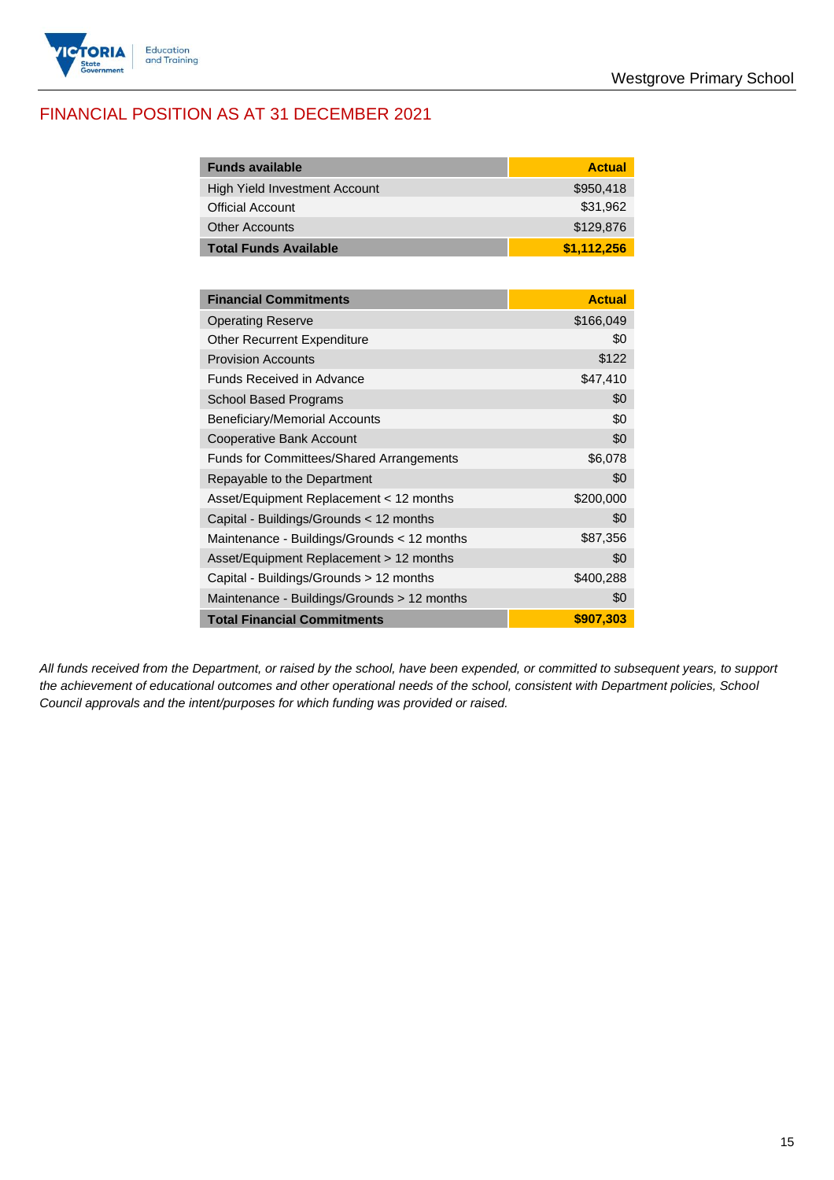## FINANCIAL POSITION AS AT 31 DECEMBER 2021

| Funds available | Actual |
|---|---|
| High Yield Investment Account | $950,418 |
| Official Account | $31,962 |
| Other Accounts | $129,876 |
| **Total Funds Available** | **$1,112,256** |

| Financial Commitments | Actual |
|---|---|
| Operating Reserve | $166,049 |
| Other Recurrent Expenditure | $0 |
| Provision Accounts | $122 |
| Funds Received in Advance | $47,410 |
| School Based Programs | $0 |
| Beneficiary/Memorial Accounts | $0 |
| Cooperative Bank Account | $0 |
| Funds for Committees/Shared Arrangements | $6,078 |
| Repayable to the Department | $0 |
| Asset/Equipment Replacement < 12 months | $200,000 |
| Capital - Buildings/Grounds < 12 months | $0 |
| Maintenance - Buildings/Grounds < 12 months | $87,356 |
| Asset/Equipment Replacement > 12 months | $0 |
| Capital - Buildings/Grounds > 12 months | $400,288 |
| Maintenance - Buildings/Grounds > 12 months | $0 |
| **Total Financial Commitments** | **$907,303** |

*All funds received from the Department, or raised by the school, have been expended, or committed to subsequent years, to support the achievement of educational outcomes and other operational needs of the school, consistent with Department policies, School Council approvals and the intent/purposes for which funding was provided or raised.*